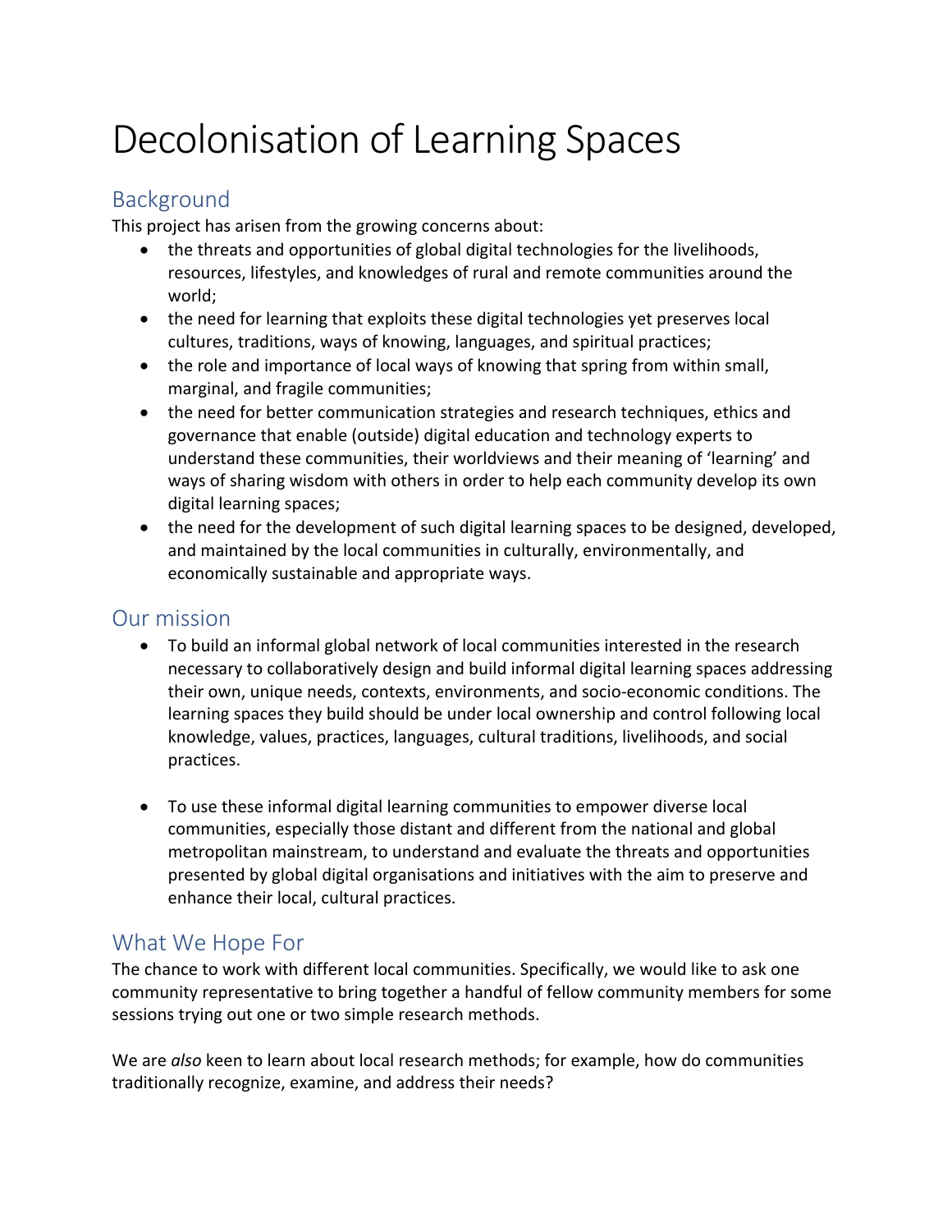# Decolonisation of Learning Spaces

## Background

This project has arisen from the growing concerns about:

- the threats and opportunities of global digital technologies for the livelihoods, resources, lifestyles, and knowledges of rural and remote communities around the world;
- the need for learning that exploits these digital technologies yet preserves local cultures, traditions, ways of knowing, languages, and spiritual practices;
- the role and importance of local ways of knowing that spring from within small, marginal, and fragile communities;
- the need for better communication strategies and research techniques, ethics and governance that enable (outside) digital education and technology experts to understand these communities, their worldviews and their meaning of 'learning' and ways of sharing wisdom with others in order to help each community develop its own digital learning spaces;
- the need for the development of such digital learning spaces to be designed, developed, and maintained by the local communities in culturally, environmentally, and economically sustainable and appropriate ways.

## Our mission

- To build an informal global network of local communities interested in the research necessary to collaboratively design and build informal digital learning spaces addressing their own, unique needs, contexts, environments, and socio-economic conditions. The learning spaces they build should be under local ownership and control following local knowledge, values, practices, languages, cultural traditions, livelihoods, and social practices.

- To use these informal digital learning communities to empower diverse local communities, especially those distant and different from the national and global metropolitan mainstream, to understand and evaluate the threats and opportunities presented by global digital organisations and initiatives with the aim to preserve and enhance their local, cultural practices.

## What We Hope For

The chance to work with different local communities. Specifically, we would like to ask one community representative to bring together a handful of fellow community members for some sessions trying out one or two simple research methods.

We are *also* keen to learn about local research methods; for example, how do communities traditionally recognize, examine, and address their needs?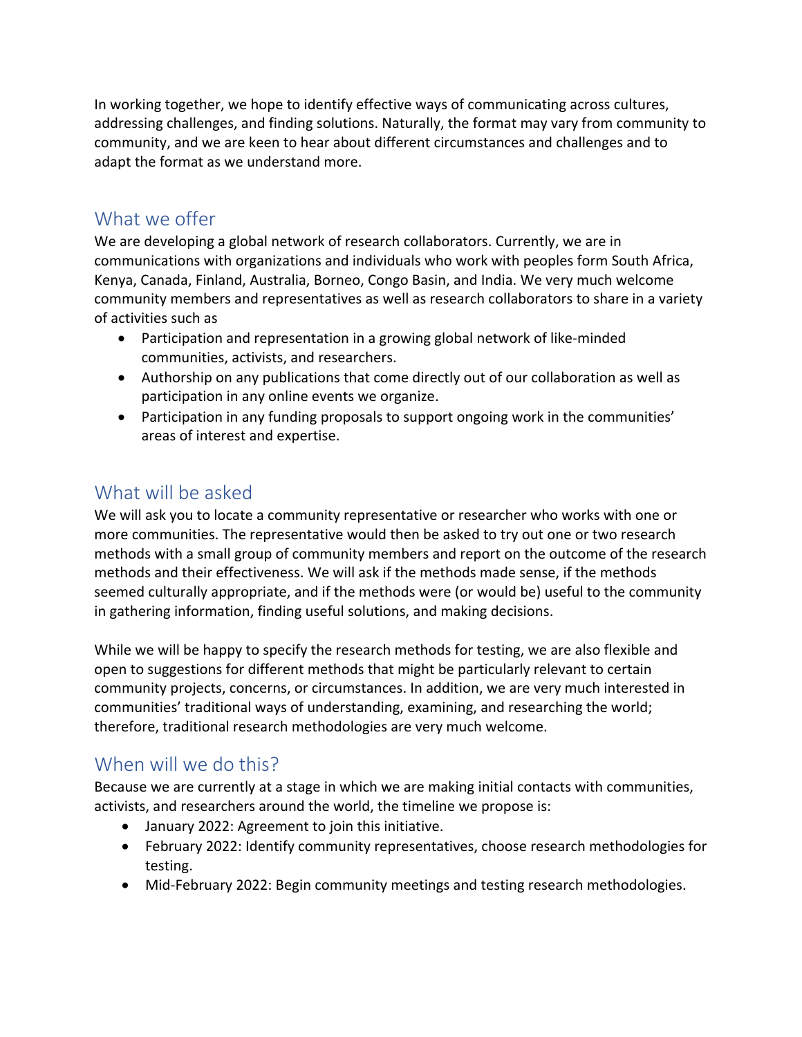In working together, we hope to identify effective ways of communicating across cultures, addressing challenges, and finding solutions. Naturally, the format may vary from community to community, and we are keen to hear about different circumstances and challenges and to adapt the format as we understand more.

## What we offer

We are developing a global network of research collaborators. Currently, we are in communications with organizations and individuals who work with peoples form South Africa, Kenya, Canada, Finland, Australia, Borneo, Congo Basin, and India. We very much welcome community members and representatives as well as research collaborators to share in a variety of activities such as

- Participation and representation in a growing global network of like-minded communities, activists, and researchers.
- Authorship on any publications that come directly out of our collaboration as well as participation in any online events we organize.
- Participation in any funding proposals to support ongoing work in the communities' areas of interest and expertise.

## What will be asked

We will ask you to locate a community representative or researcher who works with one or more communities. The representative would then be asked to try out one or two research methods with a small group of community members and report on the outcome of the research methods and their effectiveness. We will ask if the methods made sense, if the methods seemed culturally appropriate, and if the methods were (or would be) useful to the community in gathering information, finding useful solutions, and making decisions.

While we will be happy to specify the research methods for testing, we are also flexible and open to suggestions for different methods that might be particularly relevant to certain community projects, concerns, or circumstances. In addition, we are very much interested in communities' traditional ways of understanding, examining, and researching the world; therefore, traditional research methodologies are very much welcome.

## When will we do this?

Because we are currently at a stage in which we are making initial contacts with communities, activists, and researchers around the world, the timeline we propose is:

- January 2022: Agreement to join this initiative.
- February 2022: Identify community representatives, choose research methodologies for testing.
- Mid-February 2022: Begin community meetings and testing research methodologies.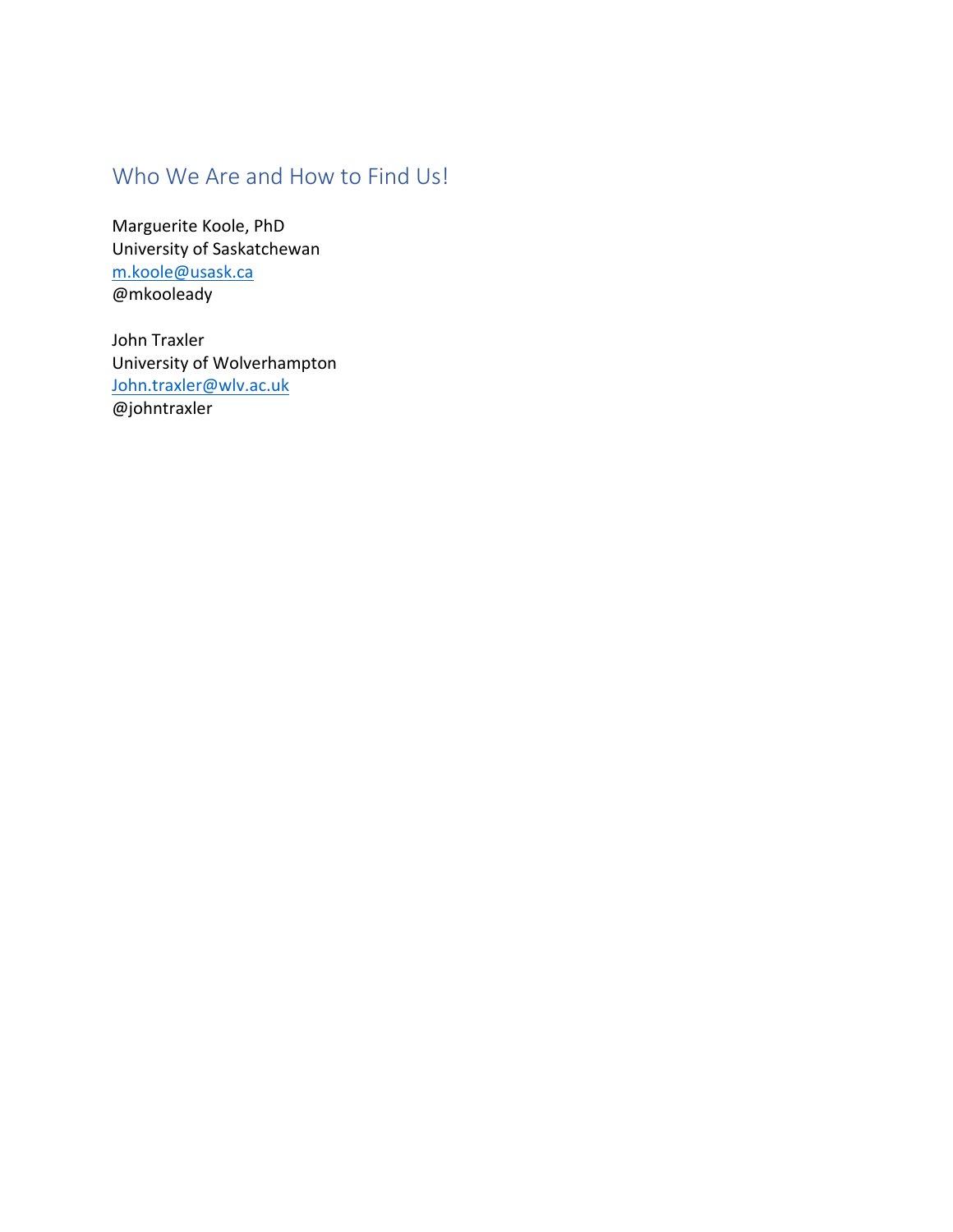## Who We Are and How to Find Us!

Marguerite Koole, PhD
University of Saskatchewan
m.koole@usask.ca
@mkooleady

John Traxler
University of Wolverhampton
John.traxler@wlv.ac.uk
@johntraxler